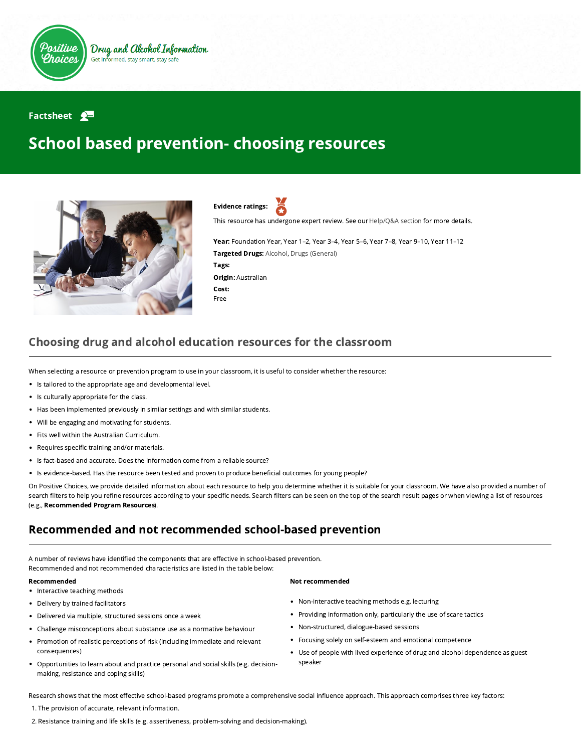Positive Choices

Drug and Alcohol Information

Get informed, stay smart, stay safe

Factsheet

# School based prevention- choosing resources

**Evidence ratings:**

This resource has undergone expert review. See our Help/Q&A section for more details.

**Year:** Foundation Year, Year 1–2, Year 3–4, Year 5–6, Year 7–8, Year 9–10, Year 11–12

**Targeted Drugs:** Alcohol, Drugs (General)

**Tags:**

**Origin:** Australian

**Cost:**
Free

## Choosing drug and alcohol education resources for the classroom

When selecting a resource or prevention program to use in your classroom, it is useful to consider whether the resource:

- Is tailored to the appropriate age and developmental level.
- Is culturally appropriate for the class.
- Has been implemented previously in similar settings and with similar students.
- Will be engaging and motivating for students.
- Fits well within the Australian Curriculum.
- Requires specific training and/or materials.
- Is fact-based and accurate. Does the information come from a reliable source?
- Is evidence-based. Has the resource been tested and proven to produce beneficial outcomes for young people?

On Positive Choices, we provide detailed information about each resource to help you determine whether it is suitable for your classroom. We have also provided a number of search filters to help you refine resources according to your specific needs. Search filters can be seen on the top of the search result pages or when viewing a list of resources (e.g., **Recommended Program Resources**).

## Recommended and not recommended school-based prevention

A number of reviews have identified the components that are effective in school-based prevention.
Recommended and not recommended characteristics are listed in the table below:

| Recommended | Not recommended |
| --- | --- |
| • Interactive teaching methods | • Non-interactive teaching methods e.g. lecturing |
| • Delivery by trained facilitators | • Providing information only, particularly the use of scare tactics |
| • Delivered via multiple, structured sessions once a week | • Non-structured, dialogue-based sessions |
| • Challenge misconceptions about substance use as a normative behaviour | • Focusing solely on self-esteem and emotional competence |
| • Promotion of realistic perceptions of risk (including immediate and relevant consequences) | • Use of people with lived experience of drug and alcohol dependence as guest speaker |
| • Opportunities to learn about and practice personal and social skills (e.g. decision-making, resistance and coping skills) | |

Research shows that the most effective school-based programs promote a comprehensive social influence approach. This approach comprises three key factors:

1. The provision of accurate, relevant information.
2. Resistance training and life skills (e.g. assertiveness, problem-solving and decision-making).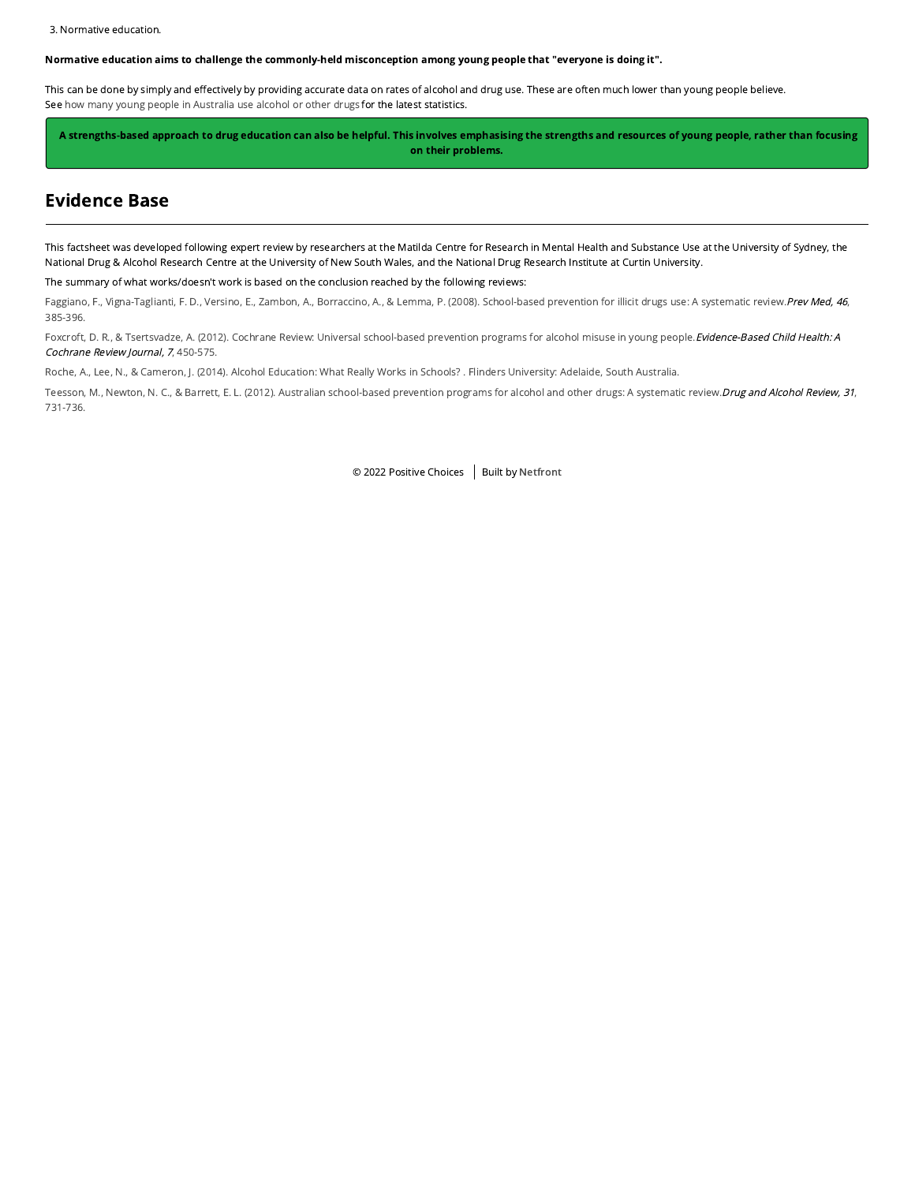3. Normative education.

**Normative education aims to challenge the commonly-held misconception among young people that "everyone is doing it".**

This can be done by simply and effectively by providing accurate data on rates of alcohol and drug use. These are often much lower than young people believe.
See how many young people in Australia use alcohol or other drugs for the latest statistics.

**A strengths-based approach to drug education can also be helpful. This involves emphasising the strengths and resources of young people, rather than focusing on their problems.**

## Evidence Base

This factsheet was developed following expert review by researchers at the Matilda Centre for Research in Mental Health and Substance Use at the University of Sydney, the National Drug & Alcohol Research Centre at the University of New South Wales, and the National Drug Research Institute at Curtin University.

The summary of what works/doesn't work is based on the conclusion reached by the following reviews:

Faggiano, F., Vigna-Taglianti, F. D., Versino, E., Zambon, A., Borraccino, A., & Lemma, P. (2008). School-based prevention for illicit drugs use: A systematic review.*Prev Med, 46*, 385-396.

Foxcroft, D. R., & Tsertsvadze, A. (2012). Cochrane Review: Universal school-based prevention programs for alcohol misuse in young people.*Evidence-Based Child Health: A Cochrane Review Journal, 7*, 450-575.

Roche, A., Lee, N., & Cameron, J. (2014). Alcohol Education: What Really Works in Schools? . Flinders University: Adelaide, South Australia.

Teesson, M., Newton, N. C., & Barrett, E. L. (2012). Australian school-based prevention programs for alcohol and other drugs: A systematic review.*Drug and Alcohol Review, 31*, 731-736.

© 2022 Positive Choices | Built by Netfront